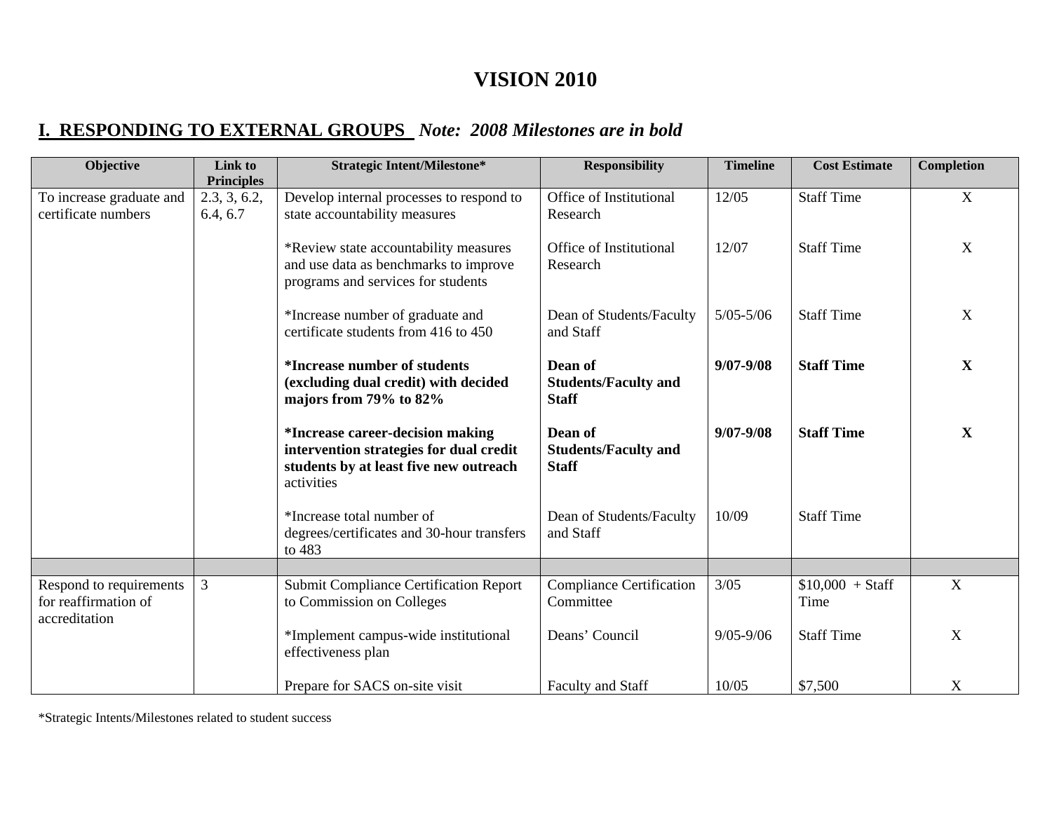# VISION 2010

## I. RESPONDING TO EXTERNAL GROUPS *Note: 2008 Milestones are in bold*

| Objective | Link to Principles | Strategic Intent/Milestone* | Responsibility | Timeline | Cost Estimate | Completion |
|---|---|---|---|---|---|---|
| To increase graduate and certificate numbers | 2.3, 3, 6.2, 6.4, 6.7 | Develop internal processes to respond to state accountability measures | Office of Institutional Research | 12/05 | Staff Time | X |
| | | *Review state accountability measures and use data as benchmarks to improve programs and services for students | Office of Institutional Research | 12/07 | Staff Time | X |
| | | *Increase number of graduate and certificate students from 416 to 450 | Dean of Students/Faculty and Staff | 5/05-5/06 | Staff Time | X |
| | | ***Increase number of students (excluding dual credit) with decided majors from 79% to 82%** | **Dean of Students/Faculty and Staff** | **9/07-9/08** | **Staff Time** | **X** |
| | | ***Increase career-decision making intervention strategies for dual credit students by at least five new outreach** activities | **Dean of Students/Faculty and Staff** | **9/07-9/08** | **Staff Time** | **X** |
| | | *Increase total number of degrees/certificates and 30-hour transfers to 483 | Dean of Students/Faculty and Staff | 10/09 | Staff Time | |
| | | | | | | |
| Respond to requirements for reaffirmation of accreditation | 3 | Submit Compliance Certification Report to Commission on Colleges | Compliance Certification Committee | 3/05 | $10,000 + Staff Time | X |
| | | *Implement campus-wide institutional effectiveness plan | Deans' Council | 9/05-9/06 | Staff Time | X |
| | | Prepare for SACS on-site visit | Faculty and Staff | 10/05 | $7,500 | X |

*Strategic Intents/Milestones related to student success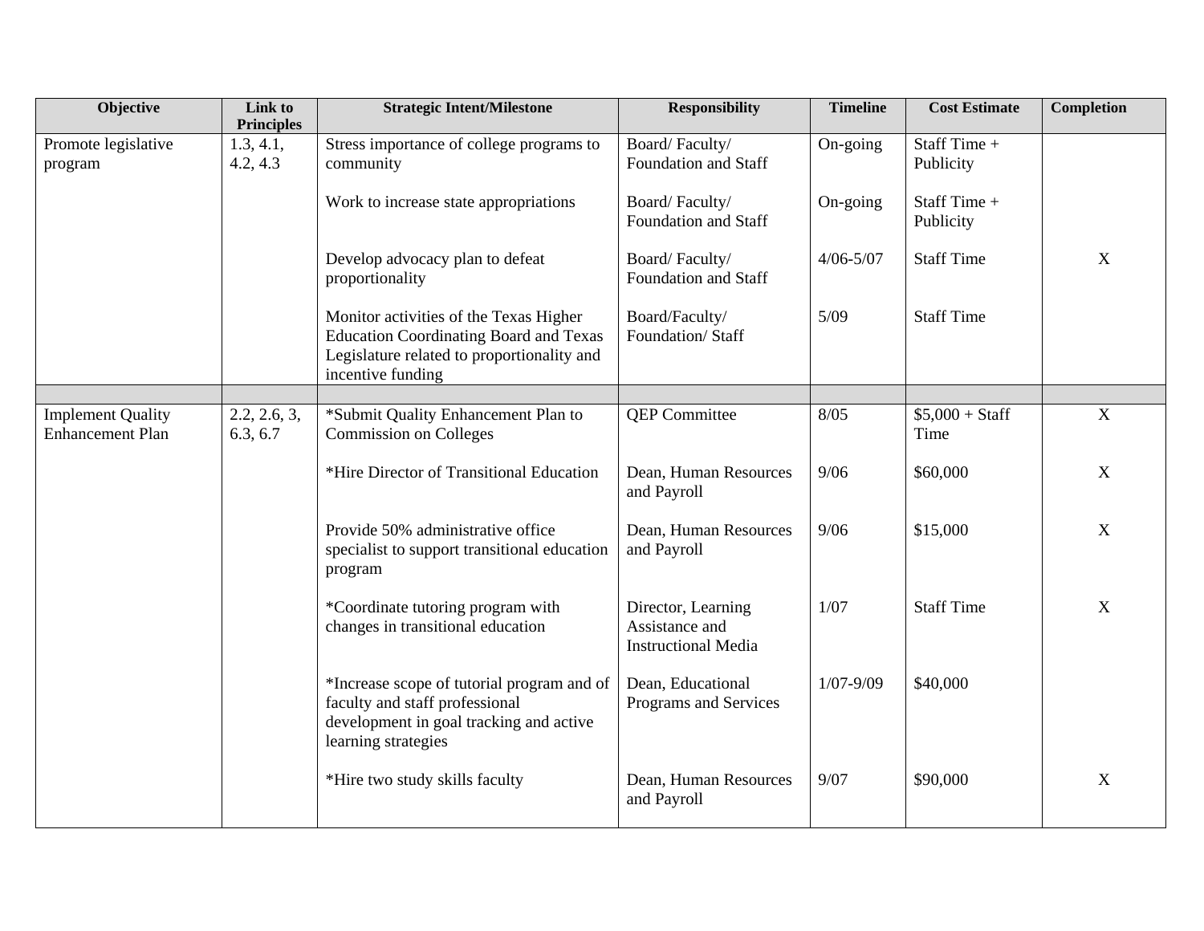| Objective | Link to Principles | Strategic Intent/Milestone | Responsibility | Timeline | Cost Estimate | Completion |
|---|---|---|---|---|---|---|
| Promote legislative program | 1.3, 4.1, 4.2, 4.3 | Stress importance of college programs to community | Board/ Faculty/ Foundation and Staff | On-going | Staff Time + Publicity | |
| | | Work to increase state appropriations | Board/ Faculty/ Foundation and Staff | On-going | Staff Time + Publicity | |
| | | Develop advocacy plan to defeat proportionality | Board/ Faculty/ Foundation and Staff | 4/06-5/07 | Staff Time | X |
| | | Monitor activities of the Texas Higher Education Coordinating Board and Texas Legislature related to proportionality and incentive funding | Board/Faculty/ Foundation/ Staff | 5/09 | Staff Time | |
| | | | | | | |
| Implement Quality Enhancement Plan | 2.2, 2.6, 3, 6.3, 6.7 | *Submit Quality Enhancement Plan to Commission on Colleges | QEP Committee | 8/05 | $5,000 + Staff Time | X |
| | | *Hire Director of Transitional Education | Dean, Human Resources and Payroll | 9/06 | $60,000 | X |
| | | Provide 50% administrative office specialist to support transitional education program | Dean, Human Resources and Payroll | 9/06 | $15,000 | X |
| | | *Coordinate tutoring program with changes in transitional education | Director, Learning Assistance and Instructional Media | 1/07 | Staff Time | X |
| | | *Increase scope of tutorial program and of faculty and staff professional development in goal tracking and active learning strategies | Dean, Educational Programs and Services | 1/07-9/09 | $40,000 | |
| | | *Hire two study skills faculty | Dean, Human Resources and Payroll | 9/07 | $90,000 | X |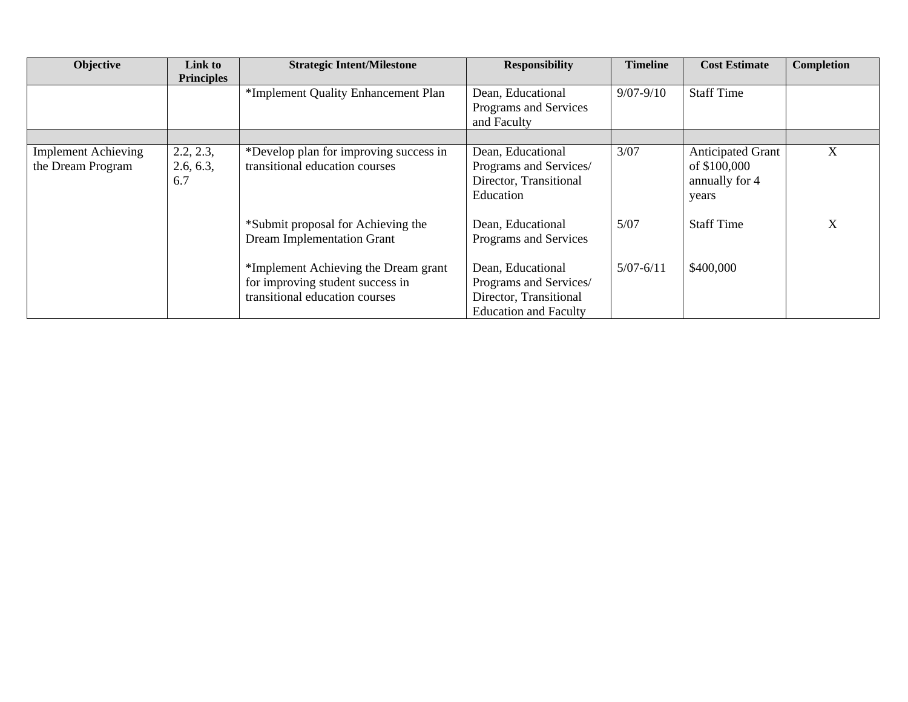| Objective | Link to Principles | Strategic Intent/Milestone | Responsibility | Timeline | Cost Estimate | Completion |
|---|---|---|---|---|---|---|
| | | *Implement Quality Enhancement Plan | Dean, Educational Programs and Services and Faculty | 9/07-9/10 | Staff Time | |
| | | | | | | |
| Implement Achieving the Dream Program | 2.2, 2.3, 2.6, 6.3, 6.7 | *Develop plan for improving success in transitional education courses | Dean, Educational Programs and Services/ Director, Transitional Education | 3/07 | Anticipated Grant of $100,000 annually for 4 years | X |
| | | *Submit proposal for Achieving the Dream Implementation Grant | Dean, Educational Programs and Services | 5/07 | Staff Time | X |
| | | *Implement Achieving the Dream grant for improving student success in transitional education courses | Dean, Educational Programs and Services/ Director, Transitional Education and Faculty | 5/07-6/11 | $400,000 | |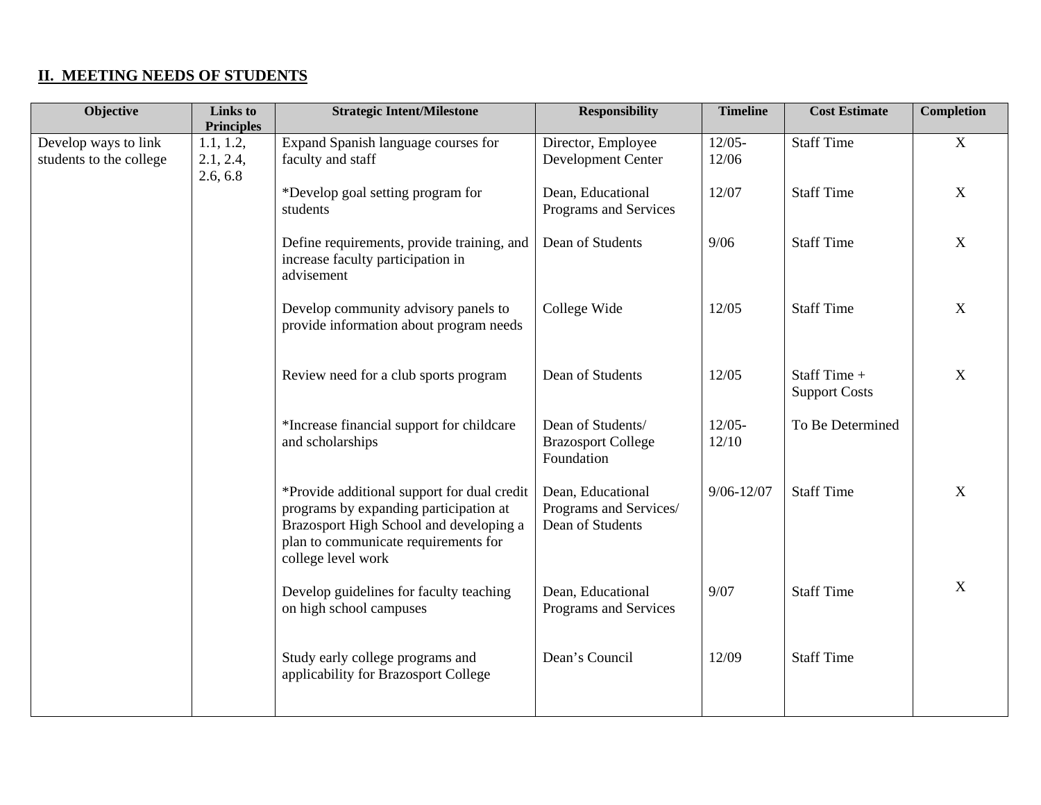## II. MEETING NEEDS OF STUDENTS

| Objective | Links to Principles | Strategic Intent/Milestone | Responsibility | Timeline | Cost Estimate | Completion |
|---|---|---|---|---|---|---|
| Develop ways to link students to the college | 1.1, 1.2, 2.1, 2.4, 2.6, 6.8 | Expand Spanish language courses for faculty and staff | Director, Employee Development Center | 12/05-12/06 | Staff Time | X |
| | | *Develop goal setting program for students | Dean, Educational Programs and Services | 12/07 | Staff Time | X |
| | | Define requirements, provide training, and increase faculty participation in advisement | Dean of Students | 9/06 | Staff Time | X |
| | | Develop community advisory panels to provide information about program needs | College Wide | 12/05 | Staff Time | X |
| | | Review need for a club sports program | Dean of Students | 12/05 | Staff Time + Support Costs | X |
| | | *Increase financial support for childcare and scholarships | Dean of Students/ Brazosport College Foundation | 12/05-12/10 | To Be Determined | |
| | | *Provide additional support for dual credit programs by expanding participation at Brazosport High School and developing a plan to communicate requirements for college level work | Dean, Educational Programs and Services/ Dean of Students | 9/06-12/07 | Staff Time | X |
| | | Develop guidelines for faculty teaching on high school campuses | Dean, Educational Programs and Services | 9/07 | Staff Time | X |
| | | Study early college programs and applicability for Brazosport College | Dean's Council | 12/09 | Staff Time | |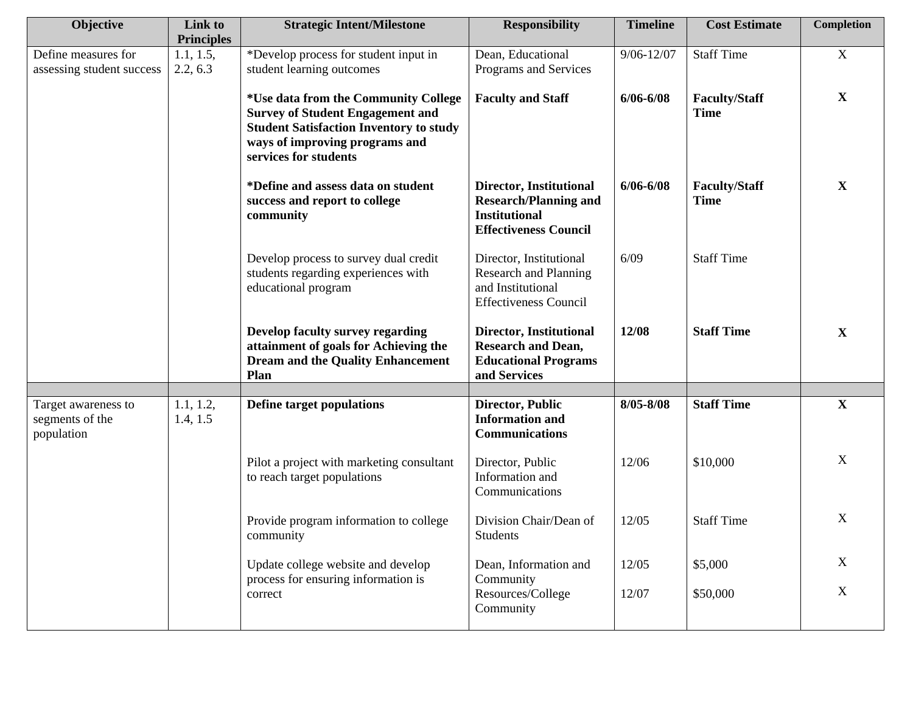| Objective | Link to Principles | Strategic Intent/Milestone | Responsibility | Timeline | Cost Estimate | Completion |
|---|---|---|---|---|---|---|
| Define measures for assessing student success | 1.1, 1.5, 2.2, 6.3 | *Develop process for student input in student learning outcomes | Dean, Educational Programs and Services | 9/06-12/07 | Staff Time | X |
| | | **\*Use data from the Community College Survey of Student Engagement and Student Satisfaction Inventory to study ways of improving programs and services for students** | **Faculty and Staff** | **6/06-6/08** | **Faculty/Staff Time** | **X** |
| | | **\*Define and assess data on student success and report to college community** | **Director, Institutional Research/Planning and Institutional Effectiveness Council** | **6/06-6/08** | **Faculty/Staff Time** | **X** |
| | | Develop process to survey dual credit students regarding experiences with educational program | Director, Institutional Research and Planning and Institutional Effectiveness Council | 6/09 | Staff Time | |
| | | **Develop faculty survey regarding attainment of goals for Achieving the Dream and the Quality Enhancement Plan** | **Director, Institutional Research and Dean, Educational Programs and Services** | **12/08** | **Staff Time** | **X** |
| | | | | | | |
| Target awareness to segments of the population | 1.1, 1.2, 1.4, 1.5 | **Define target populations** | **Director, Public Information and Communications** | **8/05-8/08** | **Staff Time** | **X** |
| | | Pilot a project with marketing consultant to reach target populations | Director, Public Information and Communications | 12/06 | $10,000 | X |
| | | Provide program information to college community | Division Chair/Dean of Students | 12/05 | Staff Time | X |
| | | Update college website and develop process for ensuring information is correct | Dean, Information and Community Resources/College Community | 12/05<br>12/07 | $5,000<br>$50,000 | X<br>X |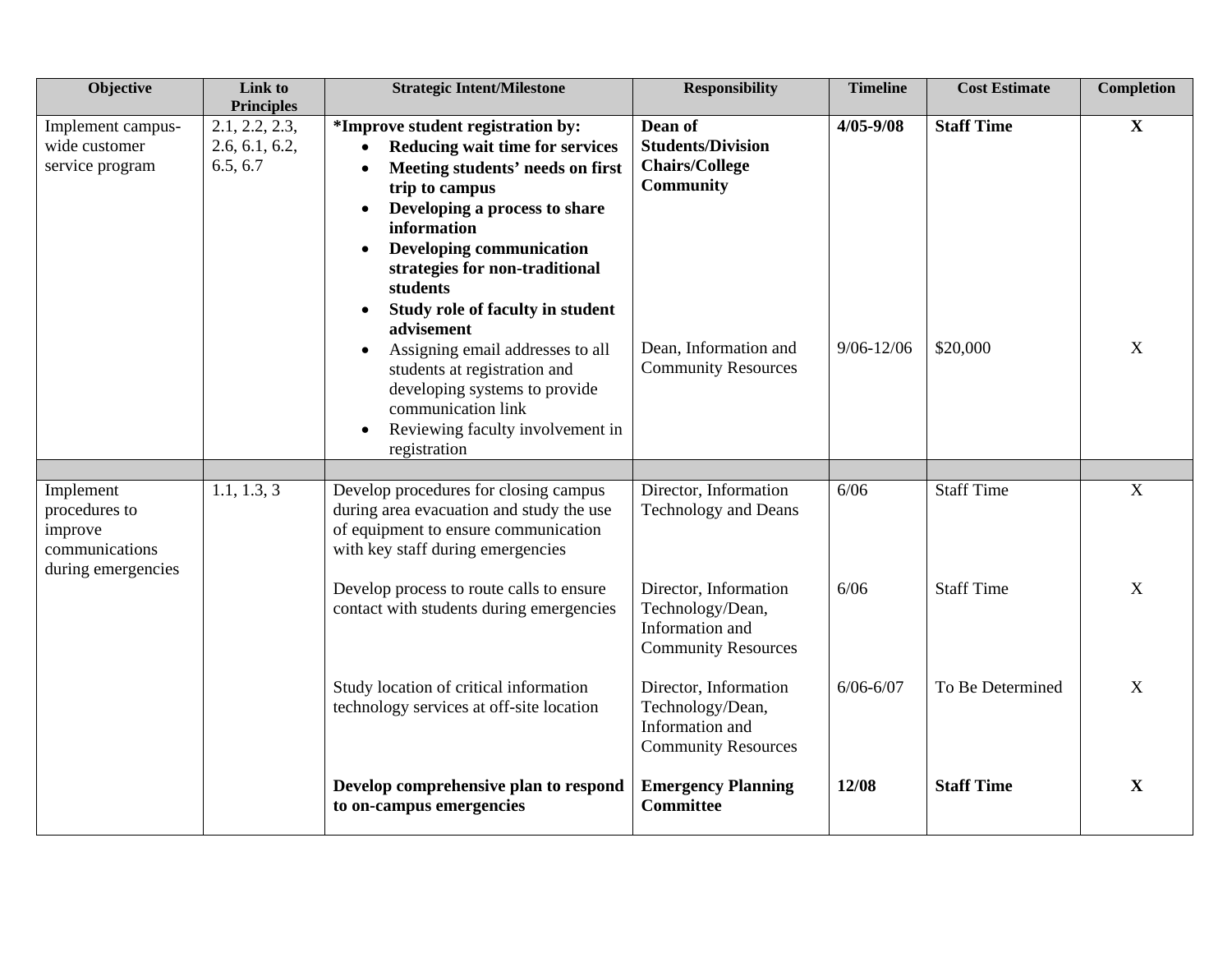| Objective | Link to Principles | Strategic Intent/Milestone | Responsibility | Timeline | Cost Estimate | Completion |
|---|---|---|---|---|---|---|
| Implement campus-wide customer service program | 2.1, 2.2, 2.3, 2.6, 6.1, 6.2, 6.5, 6.7 | ***Improve student registration by:**<br>• **Reducing wait time for services**<br>• **Meeting students' needs on first trip to campus**<br>• **Developing a process to share information**<br>• **Developing communication strategies for non-traditional students**<br>• **Study role of faculty in student advisement** | **Dean of Students/Division Chairs/College Community** | **4/05-9/08** | **Staff Time** | **X** |
| | | • Assigning email addresses to all students at registration and developing systems to provide communication link<br>• Reviewing faculty involvement in registration | Dean, Information and Community Resources | 9/06-12/06 | $20,000 | X |
| | | | | | | |
| Implement procedures to improve communications during emergencies | 1.1, 1.3, 3 | Develop procedures for closing campus during area evacuation and study the use of equipment to ensure communication with key staff during emergencies | Director, Information Technology and Deans | 6/06 | Staff Time | X |
| | | Develop process to route calls to ensure contact with students during emergencies | Director, Information Technology/Dean, Information and Community Resources | 6/06 | Staff Time | X |
| | | Study location of critical information technology services at off-site location | Director, Information Technology/Dean, Information and Community Resources | 6/06-6/07 | To Be Determined | X |
| | | **Develop comprehensive plan to respond to on-campus emergencies** | **Emergency Planning Committee** | **12/08** | **Staff Time** | **X** |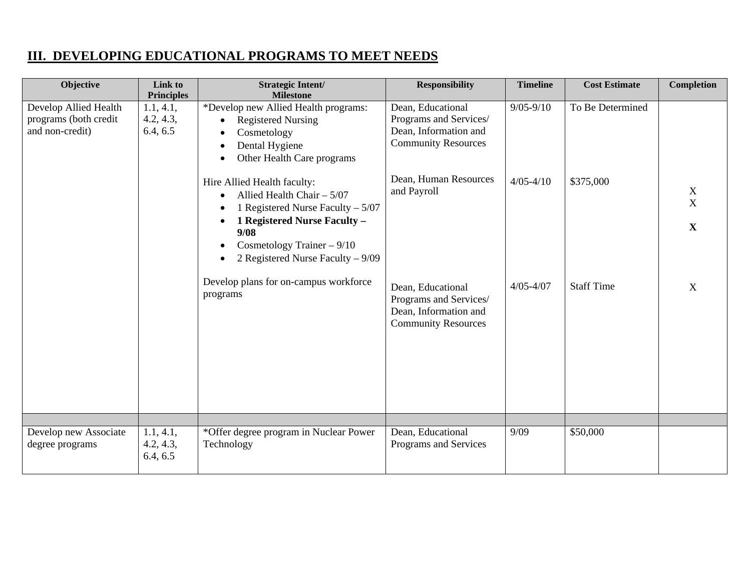## III. DEVELOPING EDUCATIONAL PROGRAMS TO MEET NEEDS

| Objective | Link to Principles | Strategic Intent/ Milestone | Responsibility | Timeline | Cost Estimate | Completion |
|---|---|---|---|---|---|---|
| Develop Allied Health programs (both credit and non-credit) | 1.1, 4.1, 4.2, 4.3, 6.4, 6.5 | *Develop new Allied Health programs:<br>• Registered Nursing<br>• Cosmetology<br>• Dental Hygiene<br>• Other Health Care programs | Dean, Educational Programs and Services/ Dean, Information and Community Resources | 9/05-9/10 | To Be Determined | |
| | | Hire Allied Health faculty:<br>• Allied Health Chair – 5/07<br>• 1 Registered Nurse Faculty – 5/07<br>• **1 Registered Nurse Faculty – 9/08**<br>• Cosmetology Trainer – 9/10<br>• 2 Registered Nurse Faculty – 9/09 | Dean, Human Resources and Payroll | 4/05-4/10 | $375,000 | X<br>X<br>**X** |
| | | Develop plans for on-campus workforce programs | Dean, Educational Programs and Services/ Dean, Information and Community Resources | 4/05-4/07 | Staff Time | X |
| | | | | | | |
| Develop new Associate degree programs | 1.1, 4.1, 4.2, 4.3, 6.4, 6.5 | *Offer degree program in Nuclear Power Technology | Dean, Educational Programs and Services | 9/09 | $50,000 | |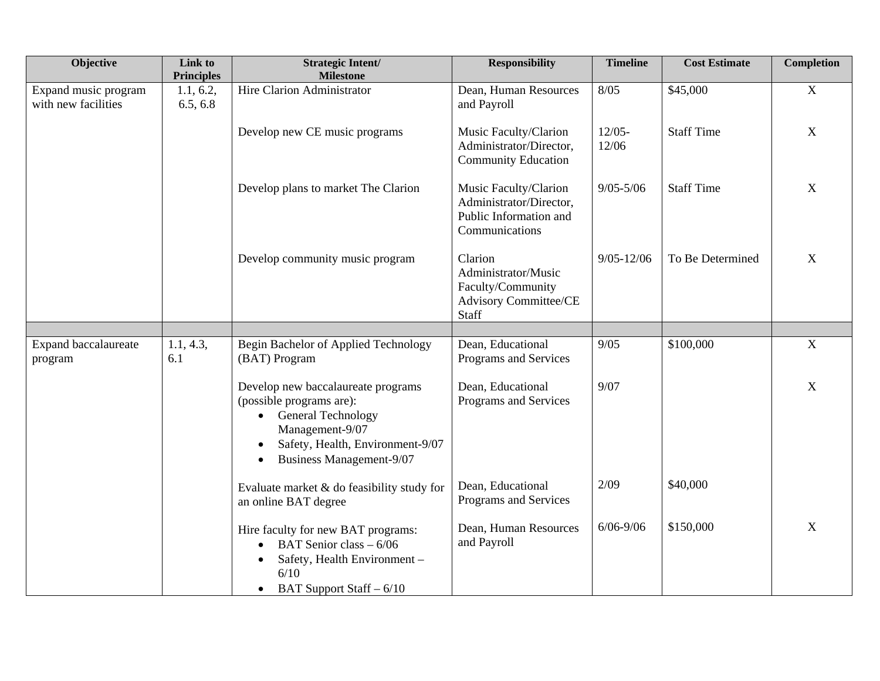| Objective | Link to Principles | Strategic Intent/ Milestone | Responsibility | Timeline | Cost Estimate | Completion |
|---|---|---|---|---|---|---|
| Expand music program with new facilities | 1.1, 6.2, 6.5, 6.8 | Hire Clarion Administrator | Dean, Human Resources and Payroll | 8/05 | $45,000 | X |
| | | Develop new CE music programs | Music Faculty/Clarion Administrator/Director, Community Education | 12/05-12/06 | Staff Time | X |
| | | Develop plans to market The Clarion | Music Faculty/Clarion Administrator/Director, Public Information and Communications | 9/05-5/06 | Staff Time | X |
| | | Develop community music program | Clarion Administrator/Music Faculty/Community Advisory Committee/CE Staff | 9/05-12/06 | To Be Determined | X |
| | | | | | | |
| Expand baccalaureate program | 1.1, 4.3, 6.1 | Begin Bachelor of Applied Technology (BAT) Program | Dean, Educational Programs and Services | 9/05 | $100,000 | X |
| | | Develop new baccalaureate programs (possible programs are):<br>• General Technology Management-9/07<br>• Safety, Health, Environment-9/07<br>• Business Management-9/07 | Dean, Educational Programs and Services | 9/07 | | X |
| | | Evaluate market & do feasibility study for an online BAT degree | Dean, Educational Programs and Services | 2/09 | $40,000 | |
| | | Hire faculty for new BAT programs:<br>• BAT Senior class – 6/06<br>• Safety, Health Environment – 6/10<br>• BAT Support Staff – 6/10 | Dean, Human Resources and Payroll | 6/06-9/06 | $150,000 | X |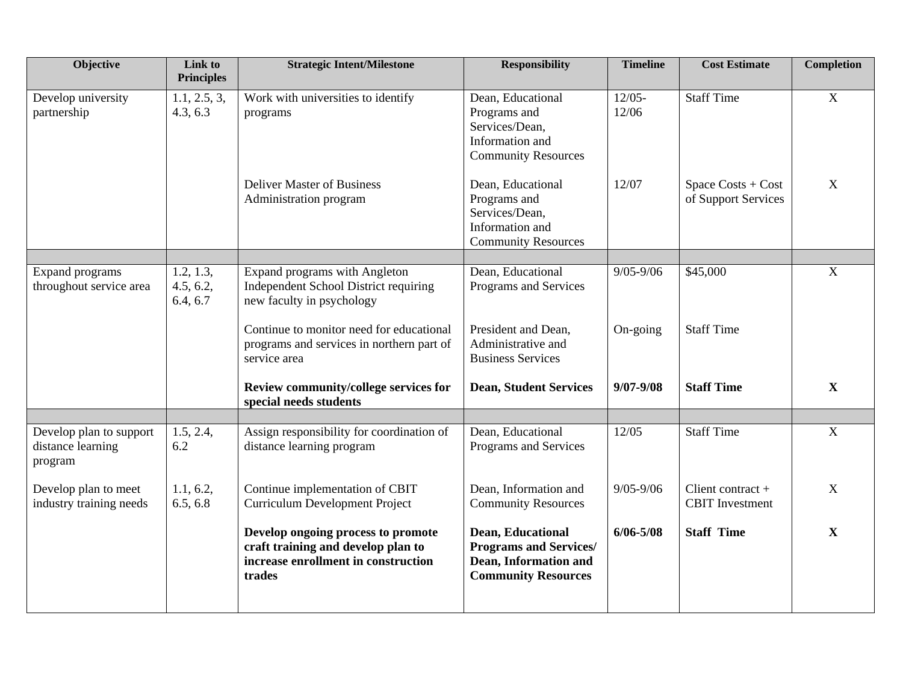| Objective | Link to Principles | Strategic Intent/Milestone | Responsibility | Timeline | Cost Estimate | Completion |
|---|---|---|---|---|---|---|
| Develop university partnership | 1.1, 2.5, 3, 4.3, 6.3 | Work with universities to identify programs | Dean, Educational Programs and Services/Dean, Information and Community Resources | 12/05-12/06 | Staff Time | X |
| | | Deliver Master of Business Administration program | Dean, Educational Programs and Services/Dean, Information and Community Resources | 12/07 | Space Costs + Cost of Support Services | X |
| | | | | | | |
| Expand programs throughout service area | 1.2, 1.3, 4.5, 6.2, 6.4, 6.7 | Expand programs with Angleton Independent School District requiring new faculty in psychology | Dean, Educational Programs and Services | 9/05-9/06 | $45,000 | X |
| | | Continue to monitor need for educational programs and services in northern part of service area | President and Dean, Administrative and Business Services | On-going | Staff Time | |
| | | **Review community/college services for special needs students** | **Dean, Student Services** | **9/07-9/08** | **Staff Time** | **X** |
| | | | | | | |
| Develop plan to support distance learning program | 1.5, 2.4, 6.2 | Assign responsibility for coordination of distance learning program | Dean, Educational Programs and Services | 12/05 | Staff Time | X |
| Develop plan to meet industry training needs | 1.1, 6.2, 6.5, 6.8 | Continue implementation of CBIT Curriculum Development Project | Dean, Information and Community Resources | 9/05-9/06 | Client contract + CBIT Investment | X |
| | | **Develop ongoing process to promote craft training and develop plan to increase enrollment in construction trades** | **Dean, Educational Programs and Services/ Dean, Information and Community Resources** | **6/06-5/08** | **Staff Time** | **X** |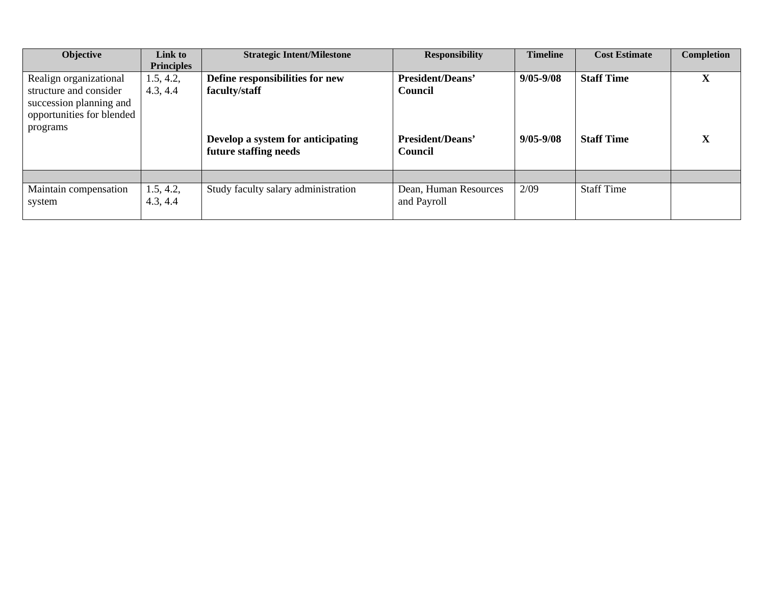| Objective | Link to Principles | Strategic Intent/Milestone | Responsibility | Timeline | Cost Estimate | Completion |
|---|---|---|---|---|---|---|
| Realign organizational structure and consider succession planning and opportunities for blended programs | 1.5, 4.2, 4.3, 4.4 | **Define responsibilities for new faculty/staff** | **President/Deans' Council** | **9/05-9/08** | **Staff Time** | **X** |
| | | **Develop a system for anticipating future staffing needs** | **President/Deans' Council** | **9/05-9/08** | **Staff Time** | **X** |
| | | | | | | |
| Maintain compensation system | 1.5, 4.2, 4.3, 4.4 | Study faculty salary administration | Dean, Human Resources and Payroll | 2/09 | Staff Time | |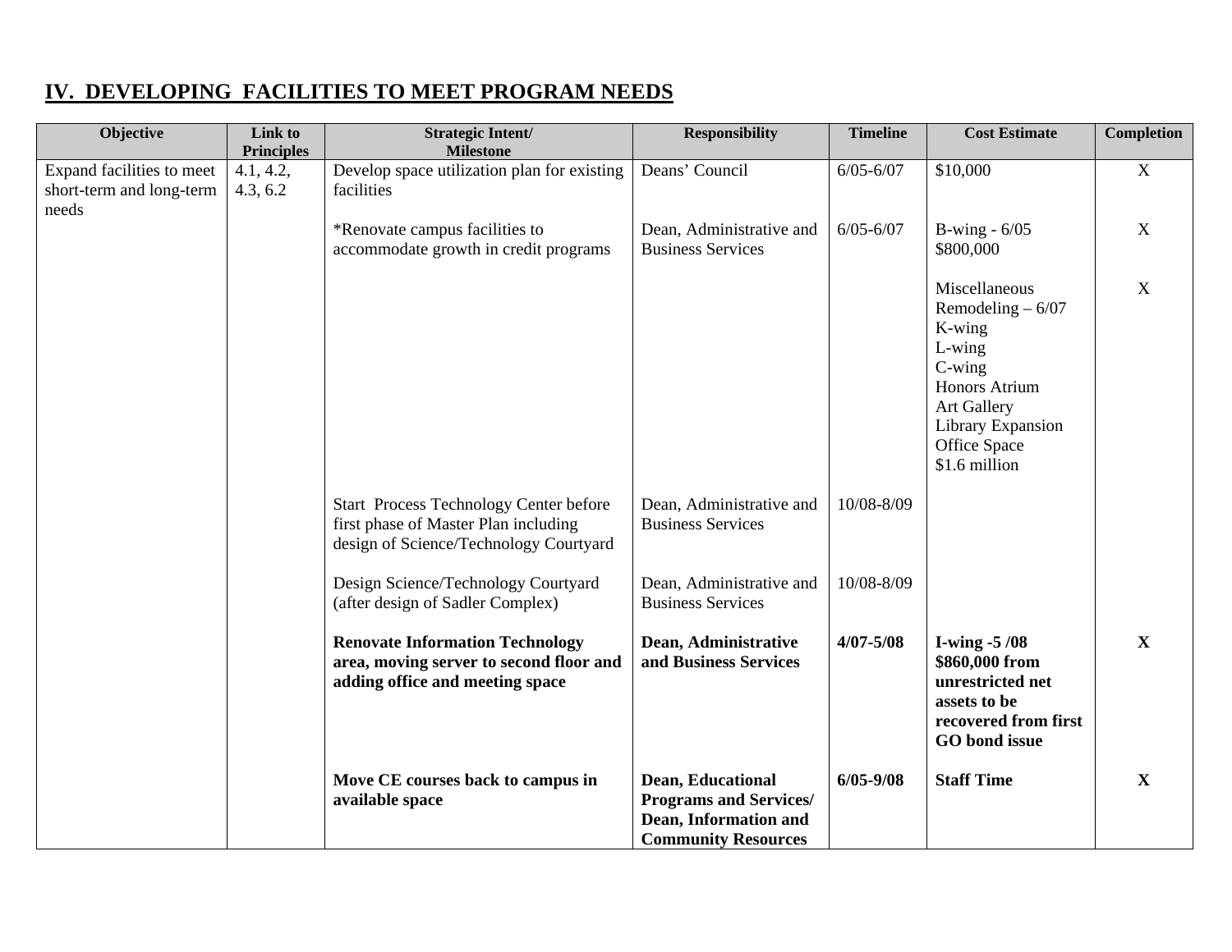## IV. DEVELOPING FACILITIES TO MEET PROGRAM NEEDS

| Objective | Link to Principles | Strategic Intent/ Milestone | Responsibility | Timeline | Cost Estimate | Completion |
|---|---|---|---|---|---|---|
| Expand facilities to meet short-term and long-term needs | 4.1, 4.2, 4.3, 6.2 | Develop space utilization plan for existing facilities | Deans' Council | 6/05-6/07 | $10,000 | X |
| | | *Renovate campus facilities to accommodate growth in credit programs | Dean, Administrative and Business Services | 6/05-6/07 | B-wing - 6/05 $800,000 | X |
| | | | | | Miscellaneous Remodeling – 6/07 K-wing L-wing C-wing Honors Atrium Art Gallery Library Expansion Office Space $1.6 million | X |
| | | Start Process Technology Center before first phase of Master Plan including design of Science/Technology Courtyard | Dean, Administrative and Business Services | 10/08-8/09 | | |
| | | Design Science/Technology Courtyard (after design of Sadler Complex) | Dean, Administrative and Business Services | 10/08-8/09 | | |
| | | **Renovate Information Technology area, moving server to second floor and adding office and meeting space** | **Dean, Administrative and Business Services** | **4/07-5/08** | **I-wing -5 /08 $860,000 from unrestricted net assets to be recovered from first GO bond issue** | **X** |
| | | **Move CE courses back to campus in available space** | **Dean, Educational Programs and Services/ Dean, Information and Community Resources** | **6/05-9/08** | **Staff Time** | **X** |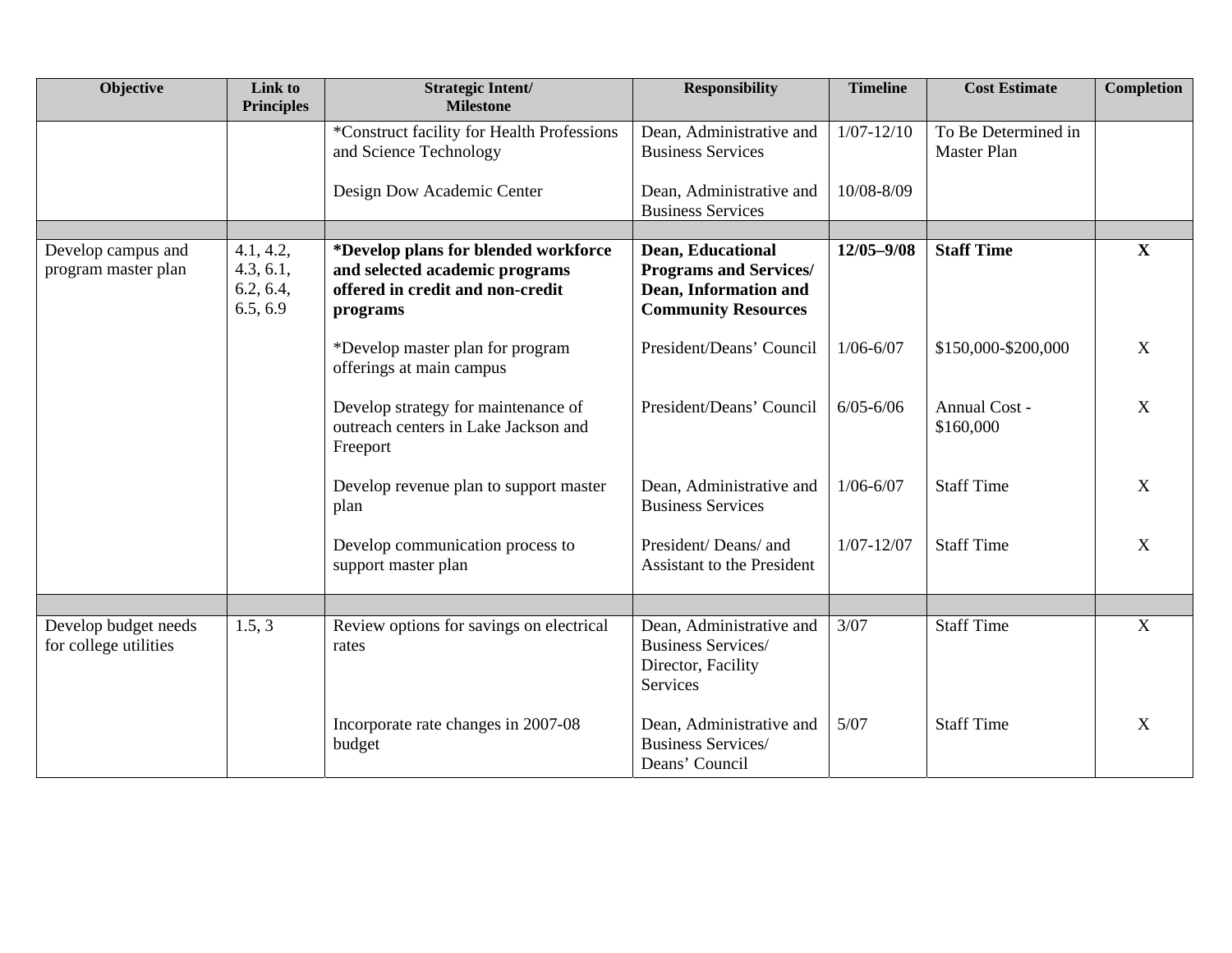| Objective | Link to Principles | Strategic Intent/ Milestone | Responsibility | Timeline | Cost Estimate | Completion |
|---|---|---|---|---|---|---|
| | | *Construct facility for Health Professions and Science Technology | Dean, Administrative and Business Services | 1/07-12/10 | To Be Determined in Master Plan | |
| | | Design Dow Academic Center | Dean, Administrative and Business Services | 10/08-8/09 | | |
| | | | | | | |
| Develop campus and program master plan | 4.1, 4.2, 4.3, 6.1, 6.2, 6.4, 6.5, 6.9 | **\*Develop plans for blended workforce and selected academic programs offered in credit and non-credit programs** | **Dean, Educational Programs and Services/ Dean, Information and Community Resources** | **12/05–9/08** | **Staff Time** | **X** |
| | | *Develop master plan for program offerings at main campus | President/Deans' Council | 1/06-6/07 | $150,000-$200,000 | X |
| | | Develop strategy for maintenance of outreach centers in Lake Jackson and Freeport | President/Deans' Council | 6/05-6/06 | Annual Cost - $160,000 | X |
| | | Develop revenue plan to support master plan | Dean, Administrative and Business Services | 1/06-6/07 | Staff Time | X |
| | | Develop communication process to support master plan | President/ Deans/ and Assistant to the President | 1/07-12/07 | Staff Time | X |
| | | | | | | |
| Develop budget needs for college utilities | 1.5, 3 | Review options for savings on electrical rates | Dean, Administrative and Business Services/ Director, Facility Services | 3/07 | Staff Time | X |
| | | Incorporate rate changes in 2007-08 budget | Dean, Administrative and Business Services/ Deans' Council | 5/07 | Staff Time | X |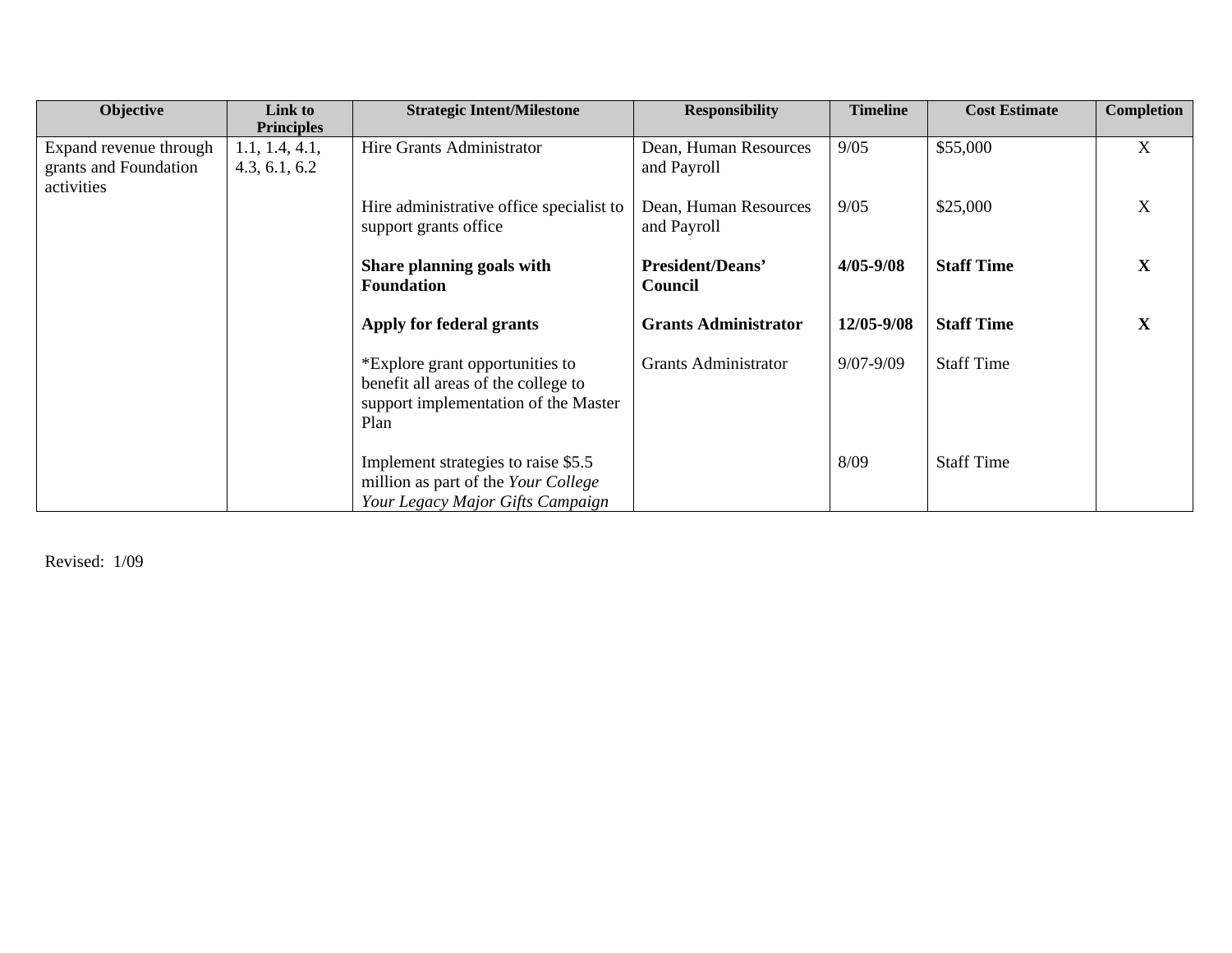| Objective | Link to Principles | Strategic Intent/Milestone | Responsibility | Timeline | Cost Estimate | Completion |
|---|---|---|---|---|---|---|
| Expand revenue through grants and Foundation activities | 1.1, 1.4, 4.1, 4.3, 6.1, 6.2 | Hire Grants Administrator | Dean, Human Resources and Payroll | 9/05 | $55,000 | X |
| | | Hire administrative office specialist to support grants office | Dean, Human Resources and Payroll | 9/05 | $25,000 | X |
| | | **Share planning goals with Foundation** | **President/Deans' Council** | **4/05-9/08** | **Staff Time** | **X** |
| | | **Apply for federal grants** | **Grants Administrator** | **12/05-9/08** | **Staff Time** | **X** |
| | | *Explore grant opportunities to benefit all areas of the college to support implementation of the Master Plan | Grants Administrator | 9/07-9/09 | Staff Time | |
| | | Implement strategies to raise $5.5 million as part of the *Your College Your Legacy Major Gifts Campaign* | | 8/09 | Staff Time | |

Revised: 1/09